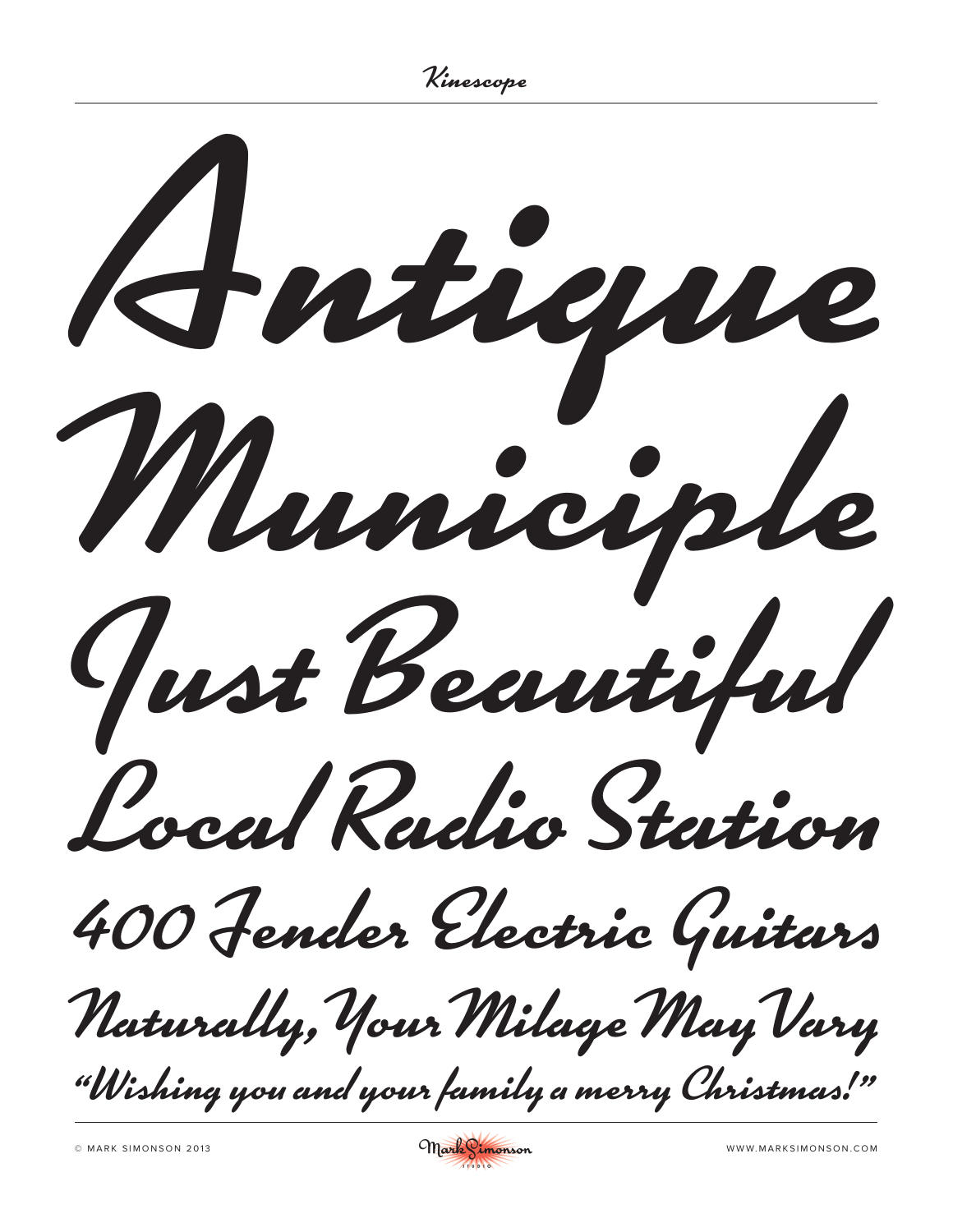# Kinescope

Antique

Municiple

Just Beautiful

Local Radio Station

400 Fender Electric Guitars

Naturally, Your Milage May Vary

"Wishing you and your family a merry Christmas!"

© MARK SIMONSON 2013

Mark Simonson Studio

WWW.MARKSIMONSON.COM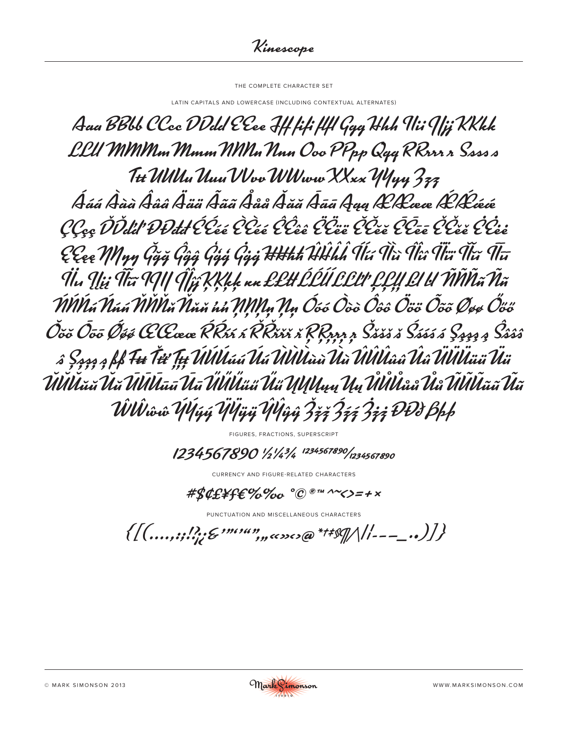# Kinescope

THE COMPLETE CHARACTER SET

LATIN CAPITALS AND LOWERCASE (INCLUDING CONTEXTUAL ALTERNATES)

Aaa BBbb CCcc DDdd EEee Fff fifi ffl Ggg Hhh IIii IJij KKkk
LLll MMMm Mmm NNNn Nnn Ooo PPpp Qqq RRrrr r Ssss s
Ttt UUUu Uuu VVvv WWww XXxx YYyy Zzz
Ááá Ààà Ââââ Äää Ããã Ååå Ăăă Āāā Ąąą ÆÆææ ǼǼǽǽ
ÇÇçç ĎĎďď ĐĐđđ ÉÉéé ÈÈèè ÊÊêê ËËëë ĔĔĕĕ ĒĒēē ĚĚěě ĖĖėė
ĘĘęę ŊŊŋŋ Ğğğ Ĝĝĝ Ģģģ Ġġġ ĦĦħħ ĤĤĥĥ Íí Ìì Îî Ïï Ĭĭ Īī
İı Įįį Ĩĩ IJIJ Ĵĵĵ ĶĶķķ ĸĸ ŁŁłł ĹĹĺĺ ĽĽľľ ĻĻļļ ĿĿŀŀ ÑÑññ Ññ
ŃŃńń Ńń ŇŇňň Ňň ŉŉ ŅŅņņ Ņņ Óóó Òòò Ôôô Ööö Õõõ Øøø Őőő
Ŏŏŏ Ōōō Ǿǿǿ ŒŒœœ ŔŔŕŕ ŕ ŘŘřřř ř ŖŖŗŗŗ ŗ Šššš š Śśśś ś Şşşş ş Ŝŝŝŝ
ŝ Șșșș ș ßß Ŧŧŧ Ťťť Ţţţ ÚÚÚúú Úú ÙÙÙùù Ùù ÛÛÛûû Ûû ÜÜÜüü Üü
ŬŬŬŭŭ Ŭŭ ŪŪŪūū Ūū ŰŰŰűű Űű ŲŲŲųų Ųų ŮŮŮůů Ůů ŨŨŨũũ Ũũ
ŴŴŵŵ ÝÝýý ŸŸÿÿ ŶŶŷŷ Žžž Źźź Żżż ÐÐð Þþþ

FIGURES, FRACTIONS, SUPERSCRIPT

1234567890 ½¼¾ 1234567890/1234567890

CURRENCY AND FIGURE-RELATED CHARACTERS

#$¢£¥ƒ€%‰ °© ®™ ^~<>=+×

PUNCTUATION AND MISCELLANEOUS CHARACTERS

{[(….,:;!?¡¿&'"'‘“”‚„«»‹›@*†‡§¶/\|¦-–—_·•)]}

© MARK SIMONSON 2013 — WWW.MARKSIMONSON.COM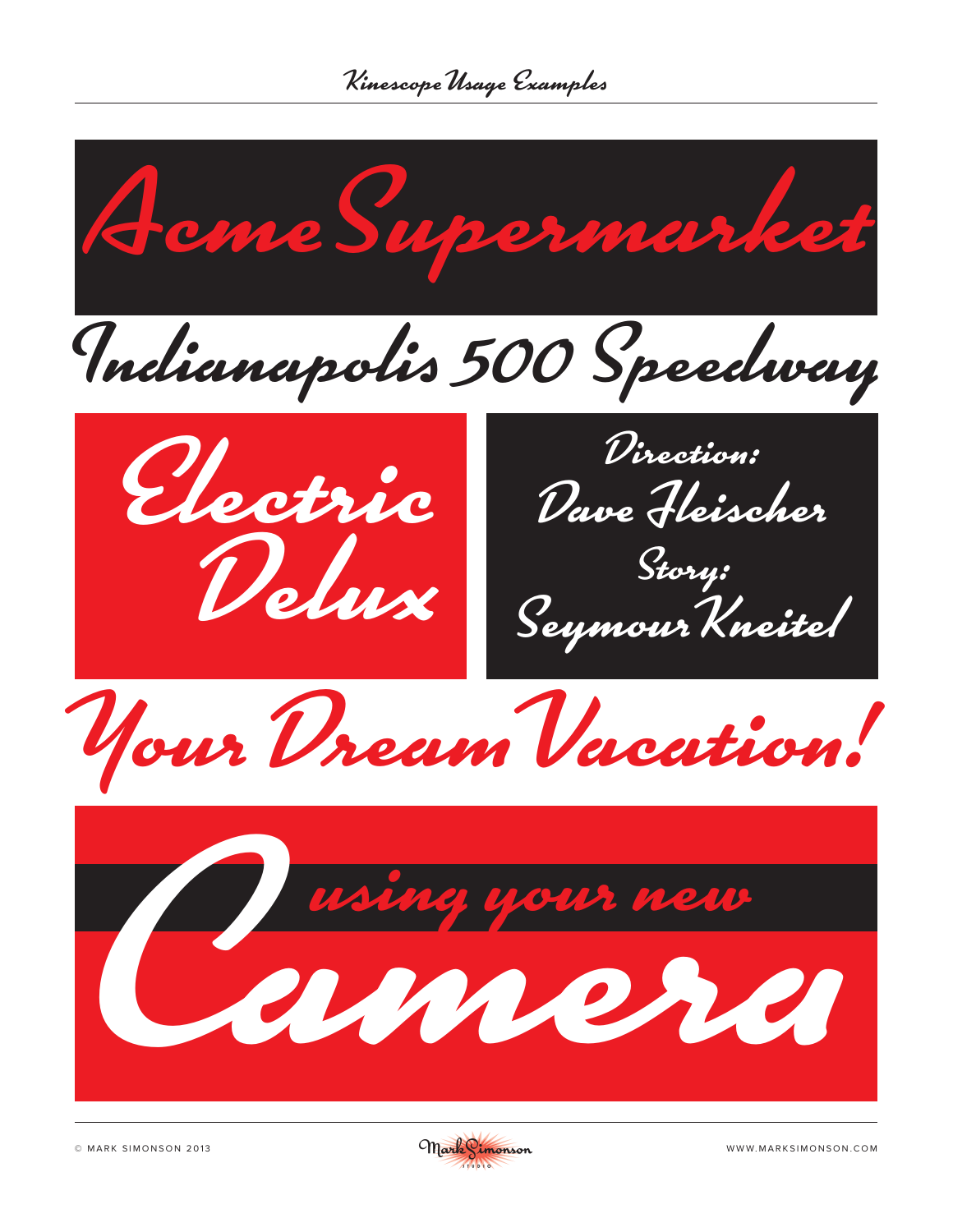# Kinescope Usage Examples

Acme Supermarket

Indianapolis 500 Speedway

Electric Delux

Direction:
Dave Fleischer
Story:
Seymour Kneitel

Your Dream Vacation!

using your new
Camera

© MARK SIMONSON 2013

Mark Simonson Studio

WWW.MARKSIMONSON.COM